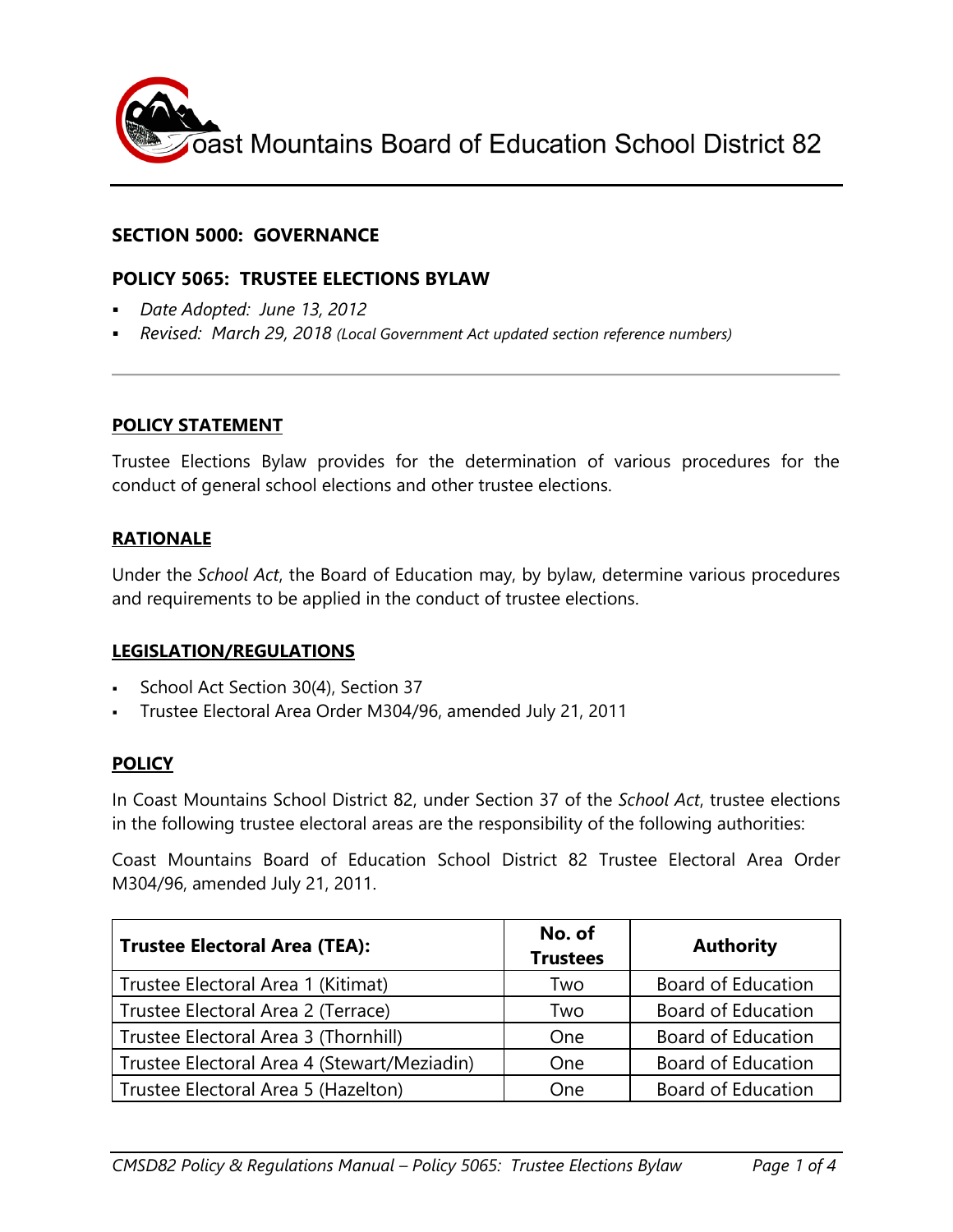# Coast Mountains Board of Education School District 82

## SECTION 5000: GOVERNANCE

## POLICY 5065: TRUSTEE ELECTIONS BYLAW

- *Date Adopted: June 13, 2012*
- *Revised: March 29, 2018 (Local Government Act updated section reference numbers)*

---

### POLICY STATEMENT

Trustee Elections Bylaw provides for the determination of various procedures for the conduct of general school elections and other trustee elections.

### RATIONALE

Under the *School Act*, the Board of Education may, by bylaw, determine various procedures and requirements to be applied in the conduct of trustee elections.

### LEGISLATION/REGULATIONS

- School Act Section 30(4), Section 37
- Trustee Electoral Area Order M304/96, amended July 21, 2011

### POLICY

In Coast Mountains School District 82, under Section 37 of the *School Act*, trustee elections in the following trustee electoral areas are the responsibility of the following authorities:

Coast Mountains Board of Education School District 82 Trustee Electoral Area Order M304/96, amended July 21, 2011.

| Trustee Electoral Area (TEA): | No. of Trustees | Authority |
|---|---|---|
| Trustee Electoral Area 1 (Kitimat) | Two | Board of Education |
| Trustee Electoral Area 2 (Terrace) | Two | Board of Education |
| Trustee Electoral Area 3 (Thornhill) | One | Board of Education |
| Trustee Electoral Area 4 (Stewart/Meziadin) | One | Board of Education |
| Trustee Electoral Area 5 (Hazelton) | One | Board of Education |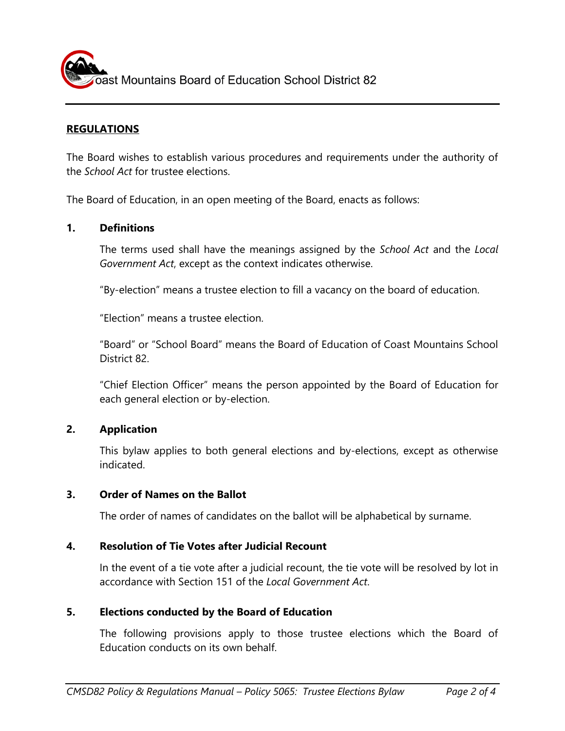## REGULATIONS

The Board wishes to establish various procedures and requirements under the authority of the *School Act* for trustee elections.

The Board of Education, in an open meeting of the Board, enacts as follows:

### 1. Definitions

The terms used shall have the meanings assigned by the *School Act* and the *Local Government Act*, except as the context indicates otherwise.

"By-election" means a trustee election to fill a vacancy on the board of education.

"Election" means a trustee election.

"Board" or "School Board" means the Board of Education of Coast Mountains School District 82.

"Chief Election Officer" means the person appointed by the Board of Education for each general election or by-election.

### 2. Application

This bylaw applies to both general elections and by-elections, except as otherwise indicated.

### 3. Order of Names on the Ballot

The order of names of candidates on the ballot will be alphabetical by surname.

### 4. Resolution of Tie Votes after Judicial Recount

In the event of a tie vote after a judicial recount, the tie vote will be resolved by lot in accordance with Section 151 of the *Local Government Act*.

### 5. Elections conducted by the Board of Education

The following provisions apply to those trustee elections which the Board of Education conducts on its own behalf.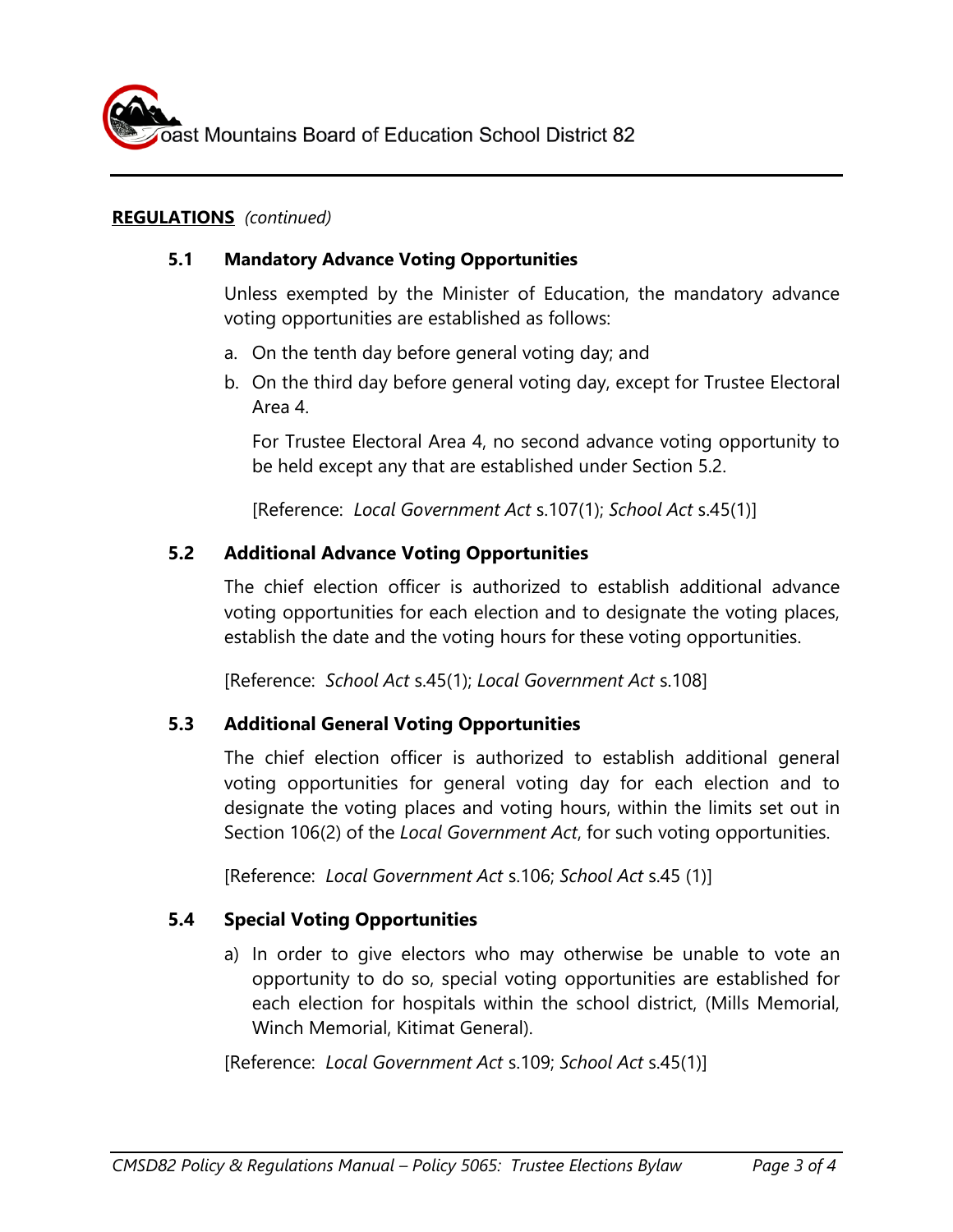**REGULATIONS** *(continued)*

### 5.1 Mandatory Advance Voting Opportunities

Unless exempted by the Minister of Education, the mandatory advance voting opportunities are established as follows:

a. On the tenth day before general voting day; and

b. On the third day before general voting day, except for Trustee Electoral Area 4.

   For Trustee Electoral Area 4, no second advance voting opportunity to be held except any that are established under Section 5.2.

   [Reference: *Local Government Act* s.107(1); *School Act* s.45(1)]

### 5.2 Additional Advance Voting Opportunities

The chief election officer is authorized to establish additional advance voting opportunities for each election and to designate the voting places, establish the date and the voting hours for these voting opportunities.

[Reference: *School Act* s.45(1); *Local Government Act* s.108]

### 5.3 Additional General Voting Opportunities

The chief election officer is authorized to establish additional general voting opportunities for general voting day for each election and to designate the voting places and voting hours, within the limits set out in Section 106(2) of the *Local Government Act*, for such voting opportunities.

[Reference: *Local Government Act* s.106; *School Act* s.45 (1)]

### 5.4 Special Voting Opportunities

a) In order to give electors who may otherwise be unable to vote an opportunity to do so, special voting opportunities are established for each election for hospitals within the school district, (Mills Memorial, Winch Memorial, Kitimat General).

[Reference: *Local Government Act* s.109; *School Act* s.45(1)]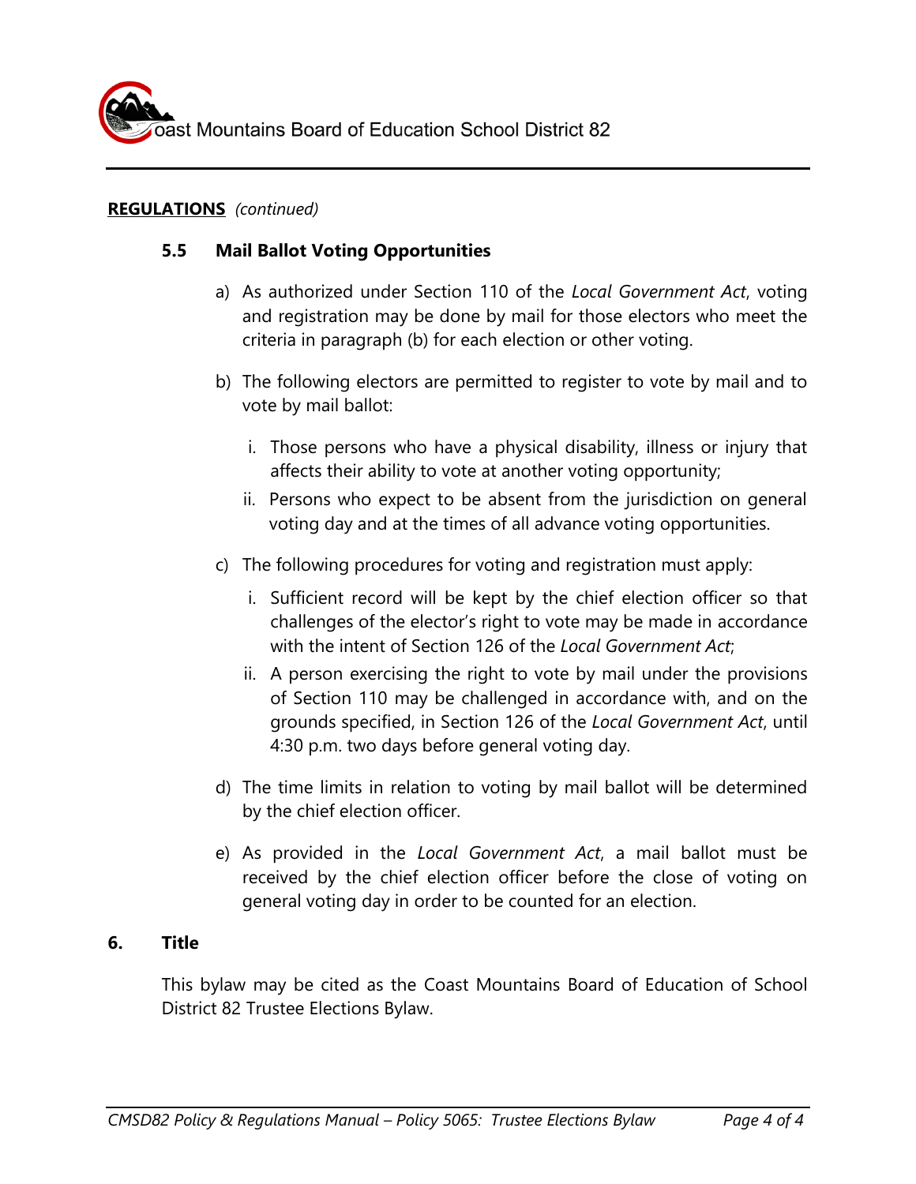**REGULATIONS** *(continued)*

### 5.5 Mail Ballot Voting Opportunities

a) As authorized under Section 110 of the *Local Government Act*, voting and registration may be done by mail for those electors who meet the criteria in paragraph (b) for each election or other voting.

b) The following electors are permitted to register to vote by mail and to vote by mail ballot:

   i. Those persons who have a physical disability, illness or injury that affects their ability to vote at another voting opportunity;

   ii. Persons who expect to be absent from the jurisdiction on general voting day and at the times of all advance voting opportunities.

c) The following procedures for voting and registration must apply:

   i. Sufficient record will be kept by the chief election officer so that challenges of the elector's right to vote may be made in accordance with the intent of Section 126 of the *Local Government Act*;

   ii. A person exercising the right to vote by mail under the provisions of Section 110 may be challenged in accordance with, and on the grounds specified, in Section 126 of the *Local Government Act*, until 4:30 p.m. two days before general voting day.

d) The time limits in relation to voting by mail ballot will be determined by the chief election officer.

e) As provided in the *Local Government Act*, a mail ballot must be received by the chief election officer before the close of voting on general voting day in order to be counted for an election.

## 6. Title

This bylaw may be cited as the Coast Mountains Board of Education of School District 82 Trustee Elections Bylaw.